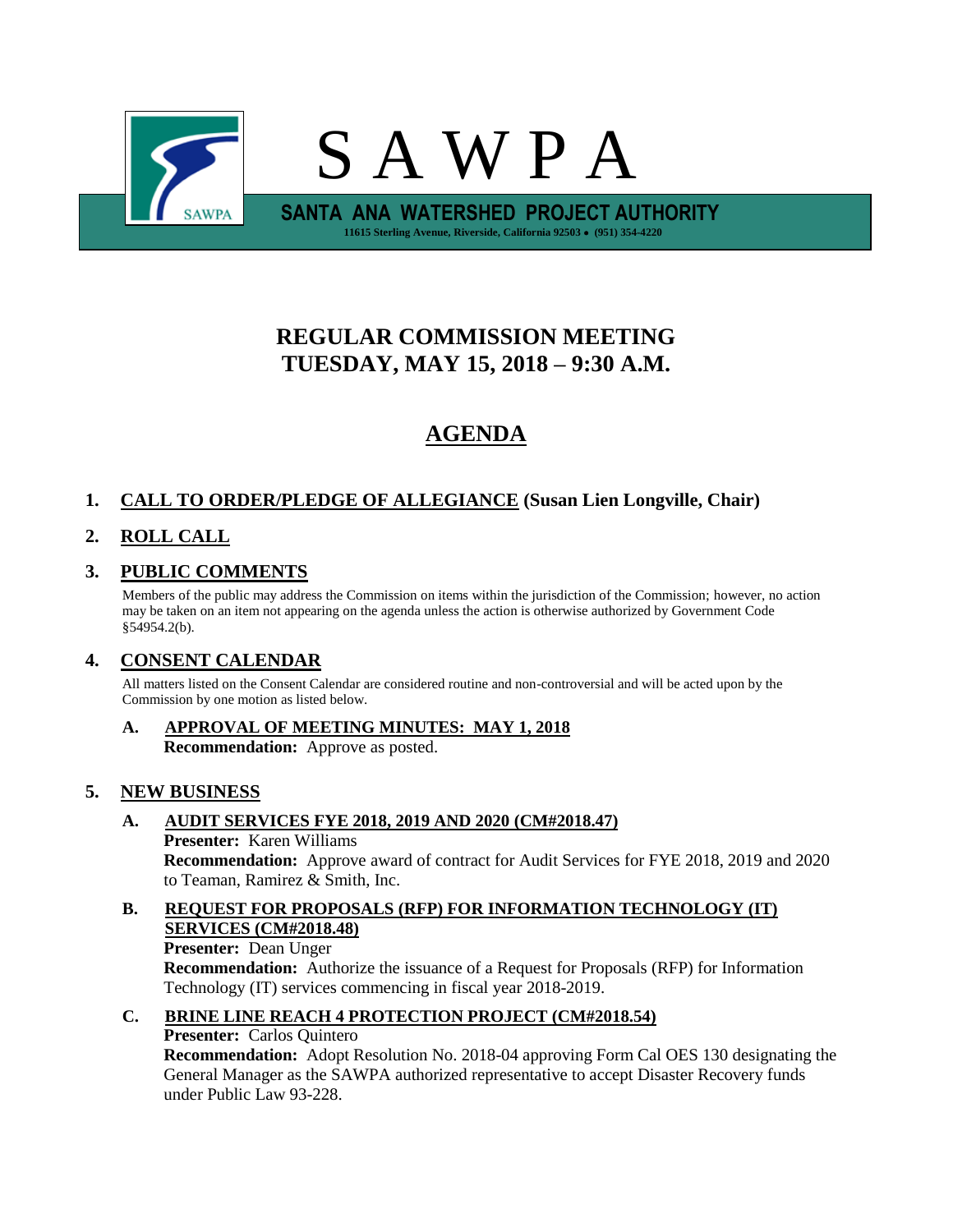# S A W P A

**SANTA ANA WATERSHED PROJECT AUTHORITY**

**11615 Sterling Avenue, Riverside, California 92503 • (951) 354-4220**

## REGULAR COMMISSION MEETING
## TUESDAY, MAY 15, 2018 – 9:30 A.M.

## AGENDA

### 1. CALL TO ORDER/PLEDGE OF ALLEGIANCE (Susan Lien Longville, Chair)

### 2. ROLL CALL

### 3. PUBLIC COMMENTS

Members of the public may address the Commission on items within the jurisdiction of the Commission; however, no action may be taken on an item not appearing on the agenda unless the action is otherwise authorized by Government Code §54954.2(b).

### 4. CONSENT CALENDAR

All matters listed on the Consent Calendar are considered routine and non-controversial and will be acted upon by the Commission by one motion as listed below.

**A. APPROVAL OF MEETING MINUTES: MAY 1, 2018**
**Recommendation:** Approve as posted.

### 5. NEW BUSINESS

**A. AUDIT SERVICES FYE 2018, 2019 AND 2020 (CM#2018.47)**
**Presenter:** Karen Williams
**Recommendation:** Approve award of contract for Audit Services for FYE 2018, 2019 and 2020 to Teaman, Ramirez & Smith, Inc.

**B. REQUEST FOR PROPOSALS (RFP) FOR INFORMATION TECHNOLOGY (IT) SERVICES (CM#2018.48)**
**Presenter:** Dean Unger
**Recommendation:** Authorize the issuance of a Request for Proposals (RFP) for Information Technology (IT) services commencing in fiscal year 2018-2019.

**C. BRINE LINE REACH 4 PROTECTION PROJECT (CM#2018.54)**
**Presenter:** Carlos Quintero
**Recommendation:** Adopt Resolution No. 2018-04 approving Form Cal OES 130 designating the General Manager as the SAWPA authorized representative to accept Disaster Recovery funds under Public Law 93-228.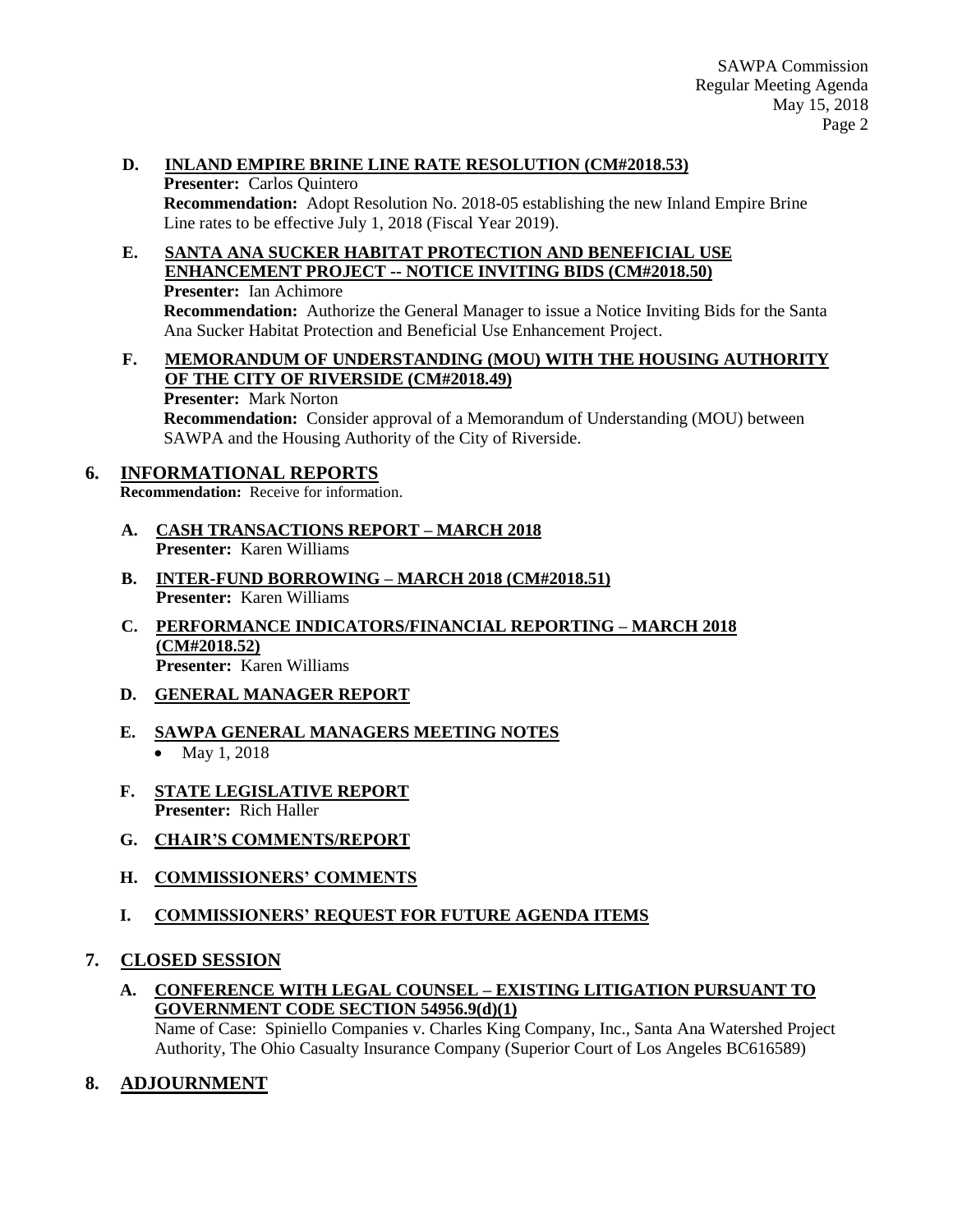**D. INLAND EMPIRE BRINE LINE RATE RESOLUTION (CM#2018.53)**
**Presenter:** Carlos Quintero
**Recommendation:** Adopt Resolution No. 2018-05 establishing the new Inland Empire Brine Line rates to be effective July 1, 2018 (Fiscal Year 2019).

**E. SANTA ANA SUCKER HABITAT PROTECTION AND BENEFICIAL USE ENHANCEMENT PROJECT -- NOTICE INVITING BIDS (CM#2018.50)**
**Presenter:** Ian Achimore
**Recommendation:** Authorize the General Manager to issue a Notice Inviting Bids for the Santa Ana Sucker Habitat Protection and Beneficial Use Enhancement Project.

**F. MEMORANDUM OF UNDERSTANDING (MOU) WITH THE HOUSING AUTHORITY OF THE CITY OF RIVERSIDE (CM#2018.49)**
**Presenter:** Mark Norton
**Recommendation:** Consider approval of a Memorandum of Understanding (MOU) between SAWPA and the Housing Authority of the City of Riverside.

## 6. INFORMATIONAL REPORTS

**Recommendation:** Receive for information.

**A. CASH TRANSACTIONS REPORT – MARCH 2018**
**Presenter:** Karen Williams

**B. INTER-FUND BORROWING – MARCH 2018 (CM#2018.51)**
**Presenter:** Karen Williams

**C. PERFORMANCE INDICATORS/FINANCIAL REPORTING – MARCH 2018 (CM#2018.52)**
**Presenter:** Karen Williams

**D. GENERAL MANAGER REPORT**

**E. SAWPA GENERAL MANAGERS MEETING NOTES**
- May 1, 2018

**F. STATE LEGISLATIVE REPORT**
**Presenter:** Rich Haller

**G. CHAIR'S COMMENTS/REPORT**

**H. COMMISSIONERS' COMMENTS**

**I. COMMISSIONERS' REQUEST FOR FUTURE AGENDA ITEMS**

## 7. CLOSED SESSION

**A. CONFERENCE WITH LEGAL COUNSEL – EXISTING LITIGATION PURSUANT TO GOVERNMENT CODE SECTION 54956.9(d)(1)**
Name of Case: Spiniello Companies v. Charles King Company, Inc., Santa Ana Watershed Project Authority, The Ohio Casualty Insurance Company (Superior Court of Los Angeles BC616589)

## 8. ADJOURNMENT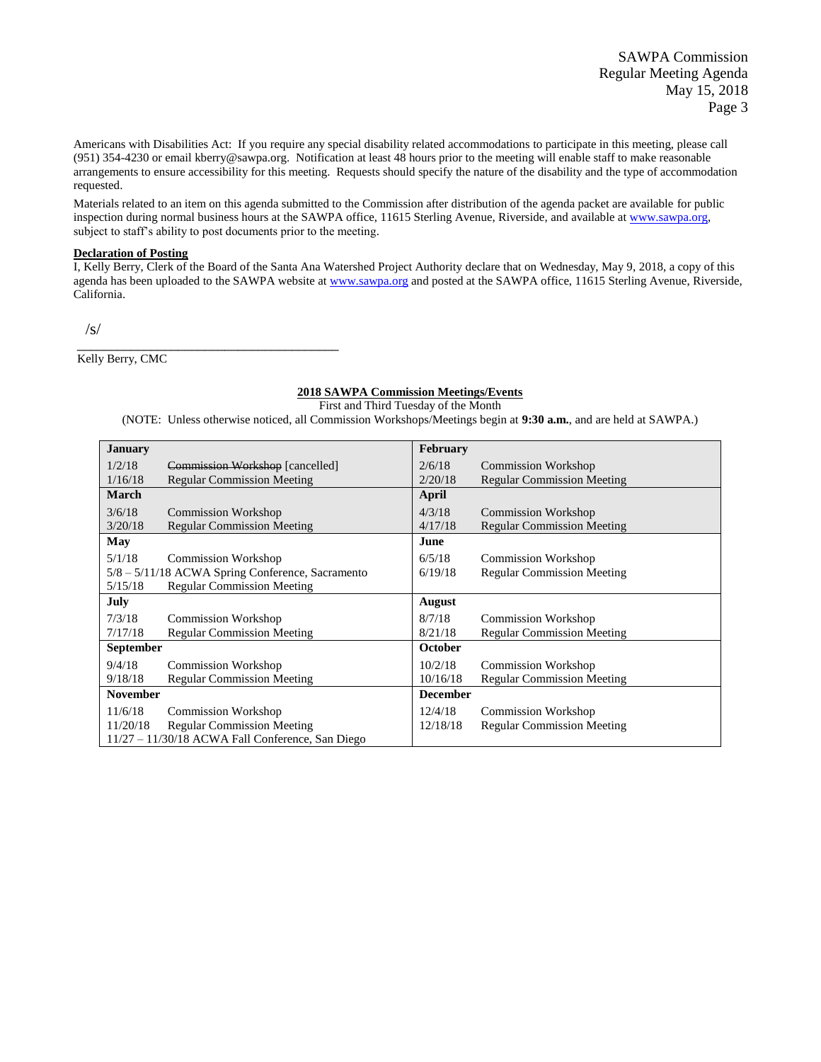Americans with Disabilities Act: If you require any special disability related accommodations to participate in this meeting, please call (951) 354-4230 or email kberry@sawpa.org. Notification at least 48 hours prior to the meeting will enable staff to make reasonable arrangements to ensure accessibility for this meeting. Requests should specify the nature of the disability and the type of accommodation requested.

Materials related to an item on this agenda submitted to the Commission after distribution of the agenda packet are available for public inspection during normal business hours at the SAWPA office, 11615 Sterling Avenue, Riverside, and available at www.sawpa.org, subject to staff's ability to post documents prior to the meeting.

**Declaration of Posting**

I, Kelly Berry, Clerk of the Board of the Santa Ana Watershed Project Authority declare that on Wednesday, May 9, 2018, a copy of this agenda has been uploaded to the SAWPA website at www.sawpa.org and posted at the SAWPA office, 11615 Sterling Avenue, Riverside, California.

/s/

___________________________________________

Kelly Berry, CMC

**2018 SAWPA Commission Meetings/Events**

First and Third Tuesday of the Month

(NOTE: Unless otherwise noticed, all Commission Workshops/Meetings begin at **9:30 a.m.**, and are held at SAWPA.)

| | | | |
|---|---|---|---|
| **January** | | **February** | |
| 1/2/18 | ~~Commission Workshop~~ [cancelled] | 2/6/18 | Commission Workshop |
| 1/16/18 | Regular Commission Meeting | 2/20/18 | Regular Commission Meeting |
| **March** | | **April** | |
| 3/6/18 | Commission Workshop | 4/3/18 | Commission Workshop |
| 3/20/18 | Regular Commission Meeting | 4/17/18 | Regular Commission Meeting |
| **May** | | **June** | |
| 5/1/18 | Commission Workshop | 6/5/18 | Commission Workshop |
| 5/8 – 5/11/18 | ACWA Spring Conference, Sacramento | 6/19/18 | Regular Commission Meeting |
| 5/15/18 | Regular Commission Meeting | | |
| **July** | | **August** | |
| 7/3/18 | Commission Workshop | 8/7/18 | Commission Workshop |
| 7/17/18 | Regular Commission Meeting | 8/21/18 | Regular Commission Meeting |
| **September** | | **October** | |
| 9/4/18 | Commission Workshop | 10/2/18 | Commission Workshop |
| 9/18/18 | Regular Commission Meeting | 10/16/18 | Regular Commission Meeting |
| **November** | | **December** | |
| 11/6/18 | Commission Workshop | 12/4/18 | Commission Workshop |
| 11/20/18 | Regular Commission Meeting | 12/18/18 | Regular Commission Meeting |
| 11/27 – 11/30/18 | ACWA Fall Conference, San Diego | | |